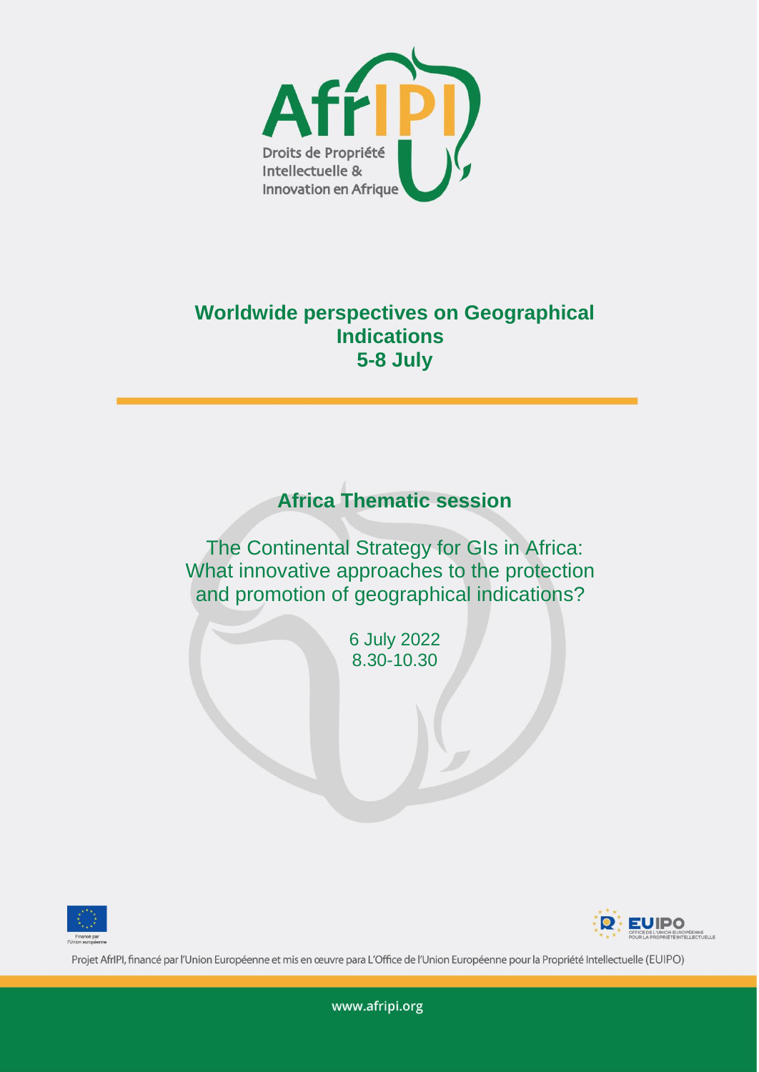AfrIPI

Droits de Propriété Intellectuelle & Innovation en Afrique

# Worldwide perspectives on Geographical Indications
## 5-8 July

## Africa Thematic session

The Continental Strategy for GIs in Africa: What innovative approaches to the protection and promotion of geographical indications?

6 July 2022
8.30-10.30

Financé par l'Union européenne

EUIPO — Office de l'Union Européenne pour la Propriété Intellectuelle

Projet AfrIPI, financé par l'Union Européenne et mis en œuvre para L'Office de l'Union Européenne pour la Propriété Intellectuelle (EUIPO)

www.afripi.org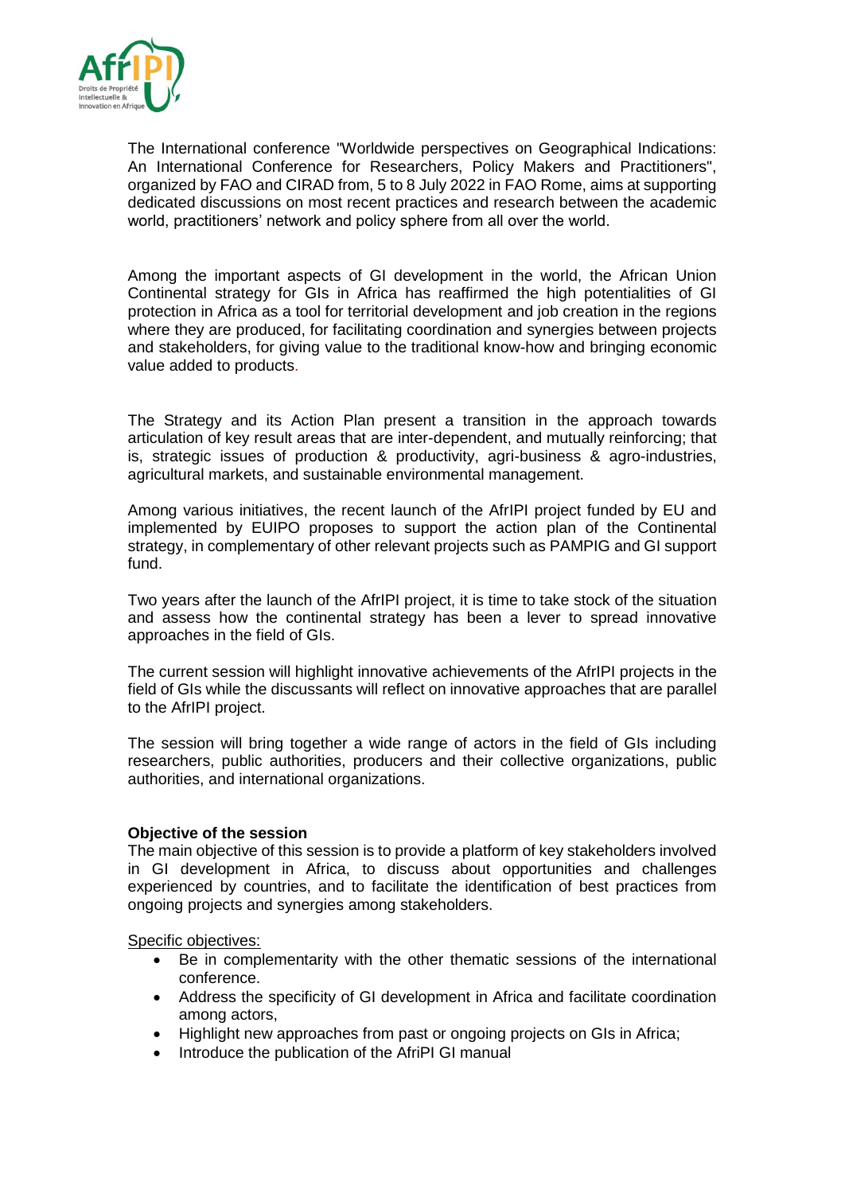The International conference "Worldwide perspectives on Geographical Indications: An International Conference for Researchers, Policy Makers and Practitioners", organized by FAO and CIRAD from, 5 to 8 July 2022 in FAO Rome, aims at supporting dedicated discussions on most recent practices and research between the academic world, practitioners' network and policy sphere from all over the world.

Among the important aspects of GI development in the world, the African Union Continental strategy for GIs in Africa has reaffirmed the high potentialities of GI protection in Africa as a tool for territorial development and job creation in the regions where they are produced, for facilitating coordination and synergies between projects and stakeholders, for giving value to the traditional know-how and bringing economic value added to products.

The Strategy and its Action Plan present a transition in the approach towards articulation of key result areas that are inter-dependent, and mutually reinforcing; that is, strategic issues of production & productivity, agri-business & agro-industries, agricultural markets, and sustainable environmental management.

Among various initiatives, the recent launch of the AfrIPI project funded by EU and implemented by EUIPO proposes to support the action plan of the Continental strategy, in complementary of other relevant projects such as PAMPIG and GI support fund.

Two years after the launch of the AfrIPI project, it is time to take stock of the situation and assess how the continental strategy has been a lever to spread innovative approaches in the field of GIs.

The current session will highlight innovative achievements of the AfrIPI projects in the field of GIs while the discussants will reflect on innovative approaches that are parallel to the AfrIPI project.

The session will bring together a wide range of actors in the field of GIs including researchers, public authorities, producers and their collective organizations, public authorities, and international organizations.

**Objective of the session**

The main objective of this session is to provide a platform of key stakeholders involved in GI development in Africa, to discuss about opportunities and challenges experienced by countries, and to facilitate the identification of best practices from ongoing projects and synergies among stakeholders.

Specific objectives:

- Be in complementarity with the other thematic sessions of the international conference.
- Address the specificity of GI development in Africa and facilitate coordination among actors,
- Highlight new approaches from past or ongoing projects on GIs in Africa;
- Introduce the publication of the AfriPI GI manual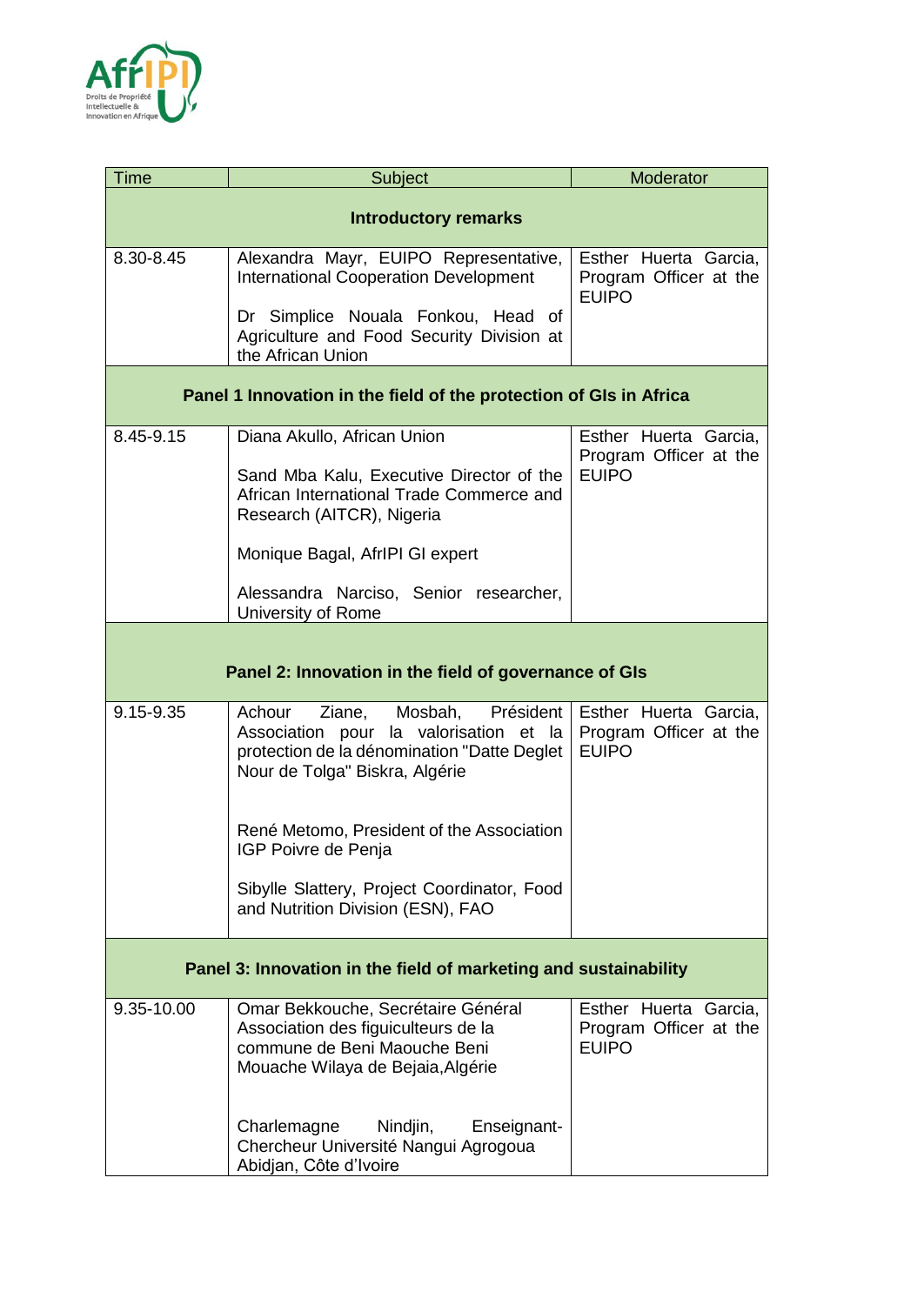| Time | Subject | Moderator |
|---|---|---|
| **Introductory remarks** | | |
| 8.30-8.45 | Alexandra Mayr, EUIPO Representative, International Cooperation Development<br><br>Dr Simplice Nouala Fonkou, Head of Agriculture and Food Security Division at the African Union | Esther Huerta Garcia, Program Officer at the EUIPO |
| **Panel 1 Innovation in the field of the protection of GIs in Africa** | | |
| 8.45-9.15 | Diana Akullo, African Union<br><br>Sand Mba Kalu, Executive Director of the African International Trade Commerce and Research (AITCR), Nigeria<br><br>Monique Bagal, AfrIPI GI expert<br><br>Alessandra Narciso, Senior researcher, University of Rome | Esther Huerta Garcia, Program Officer at the EUIPO |
| **Panel 2: Innovation in the field of governance of GIs** | | |
| 9.15-9.35 | Achour Ziane, Mosbah, Président Association pour la valorisation et la protection de la dénomination "Datte Deglet Nour de Tolga" Biskra, Algérie<br><br>René Metomo, President of the Association IGP Poivre de Penja<br><br>Sibylle Slattery, Project Coordinator, Food and Nutrition Division (ESN), FAO | Esther Huerta Garcia, Program Officer at the EUIPO |
| **Panel 3: Innovation in the field of marketing and sustainability** | | |
| 9.35-10.00 | Omar Bekkouche, Secrétaire Général Association des figuiculteurs de la commune de Beni Maouche Beni Mouache Wilaya de Bejaia,Algérie<br><br>Charlemagne Nindjin, Enseignant-Chercheur Université Nangui Agrogoua Abidjan, Côte d'Ivoire | Esther Huerta Garcia, Program Officer at the EUIPO |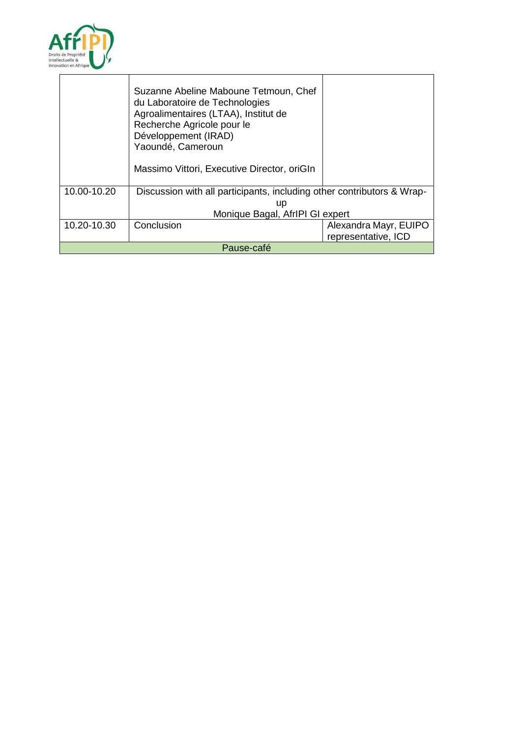| | | |
|---|---|---|
| | Suzanne Abeline Maboune Tetmoun, Chef du Laboratoire de Technologies Agroalimentaires (LTAA), Institut de Recherche Agricole pour le Développement (IRAD) Yaoundé, Cameroun<br><br>Massimo Vittori, Executive Director, oriGIn | |
| 10.00-10.20 | Discussion with all participants, including other contributors & Wrap-up<br>Monique Bagal, AfrIPI GI expert | |
| 10.20-10.30 | Conclusion | Alexandra Mayr, EUIPO representative, ICD |
| Pause-café | | |